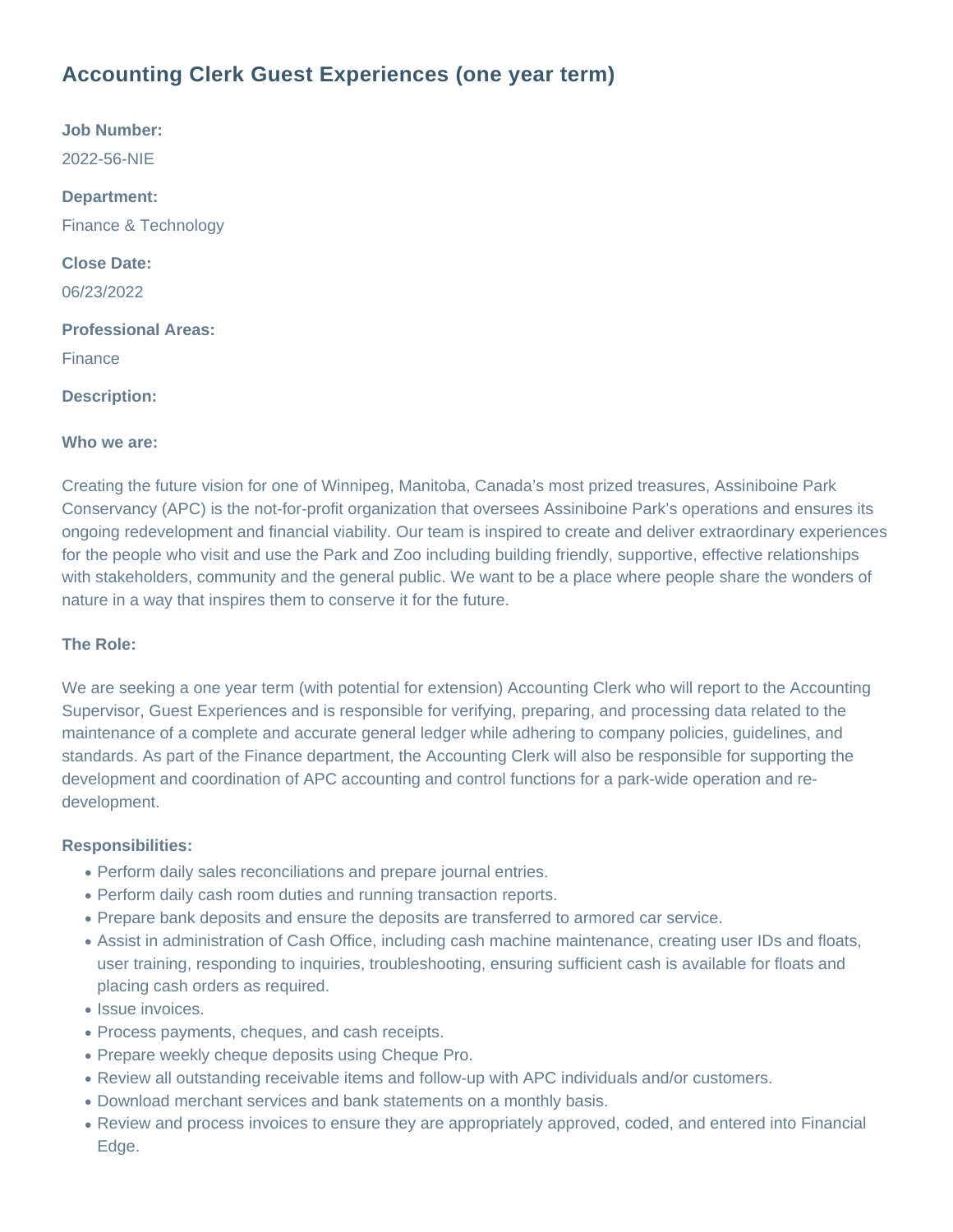# Accounting Clerk Guest Experiences (one year term)

**Job Number:**

2022-56-NIE

**Department:**

Finance & Technology

**Close Date:**

06/23/2022

**Professional Areas:**

Finance

**Description:**

**Who we are:**

Creating the future vision for one of Winnipeg, Manitoba, Canada's most prized treasures, Assiniboine Park Conservancy (APC) is the not-for-profit organization that oversees Assiniboine Park's operations and ensures its ongoing redevelopment and financial viability. Our team is inspired to create and deliver extraordinary experiences for the people who visit and use the Park and Zoo including building friendly, supportive, effective relationships with stakeholders, community and the general public. We want to be a place where people share the wonders of nature in a way that inspires them to conserve it for the future.

**The Role:**

We are seeking a one year term (with potential for extension) Accounting Clerk who will report to the Accounting Supervisor, Guest Experiences and is responsible for verifying, preparing, and processing data related to the maintenance of a complete and accurate general ledger while adhering to company policies, guidelines, and standards. As part of the Finance department, the Accounting Clerk will also be responsible for supporting the development and coordination of APC accounting and control functions for a park-wide operation and re-development.

**Responsibilities:**

- Perform daily sales reconciliations and prepare journal entries.
- Perform daily cash room duties and running transaction reports.
- Prepare bank deposits and ensure the deposits are transferred to armored car service.
- Assist in administration of Cash Office, including cash machine maintenance, creating user IDs and floats, user training, responding to inquiries, troubleshooting, ensuring sufficient cash is available for floats and placing cash orders as required.
- Issue invoices.
- Process payments, cheques, and cash receipts.
- Prepare weekly cheque deposits using Cheque Pro.
- Review all outstanding receivable items and follow-up with APC individuals and/or customers.
- Download merchant services and bank statements on a monthly basis.
- Review and process invoices to ensure they are appropriately approved, coded, and entered into Financial Edge.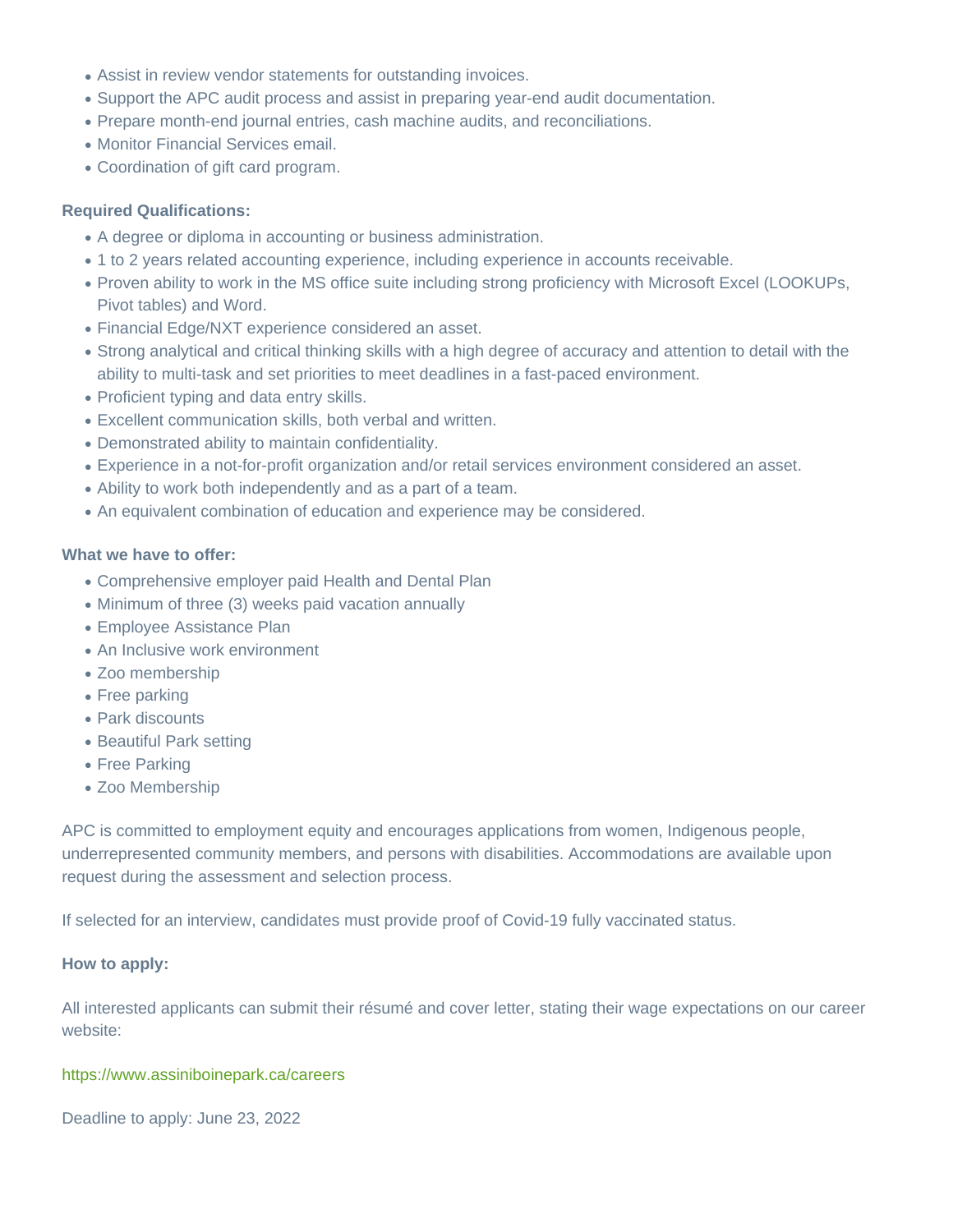- Assist in review vendor statements for outstanding invoices.
- Support the APC audit process and assist in preparing year-end audit documentation.
- Prepare month-end journal entries, cash machine audits, and reconciliations.
- Monitor Financial Services email.
- Coordination of gift card program.

**Required Qualifications:**

- A degree or diploma in accounting or business administration.
- 1 to 2 years related accounting experience, including experience in accounts receivable.
- Proven ability to work in the MS office suite including strong proficiency with Microsoft Excel (LOOKUPs, Pivot tables) and Word.
- Financial Edge/NXT experience considered an asset.
- Strong analytical and critical thinking skills with a high degree of accuracy and attention to detail with the ability to multi-task and set priorities to meet deadlines in a fast-paced environment.
- Proficient typing and data entry skills.
- Excellent communication skills, both verbal and written.
- Demonstrated ability to maintain confidentiality.
- Experience in a not-for-profit organization and/or retail services environment considered an asset.
- Ability to work both independently and as a part of a team.
- An equivalent combination of education and experience may be considered.

**What we have to offer:**

- Comprehensive employer paid Health and Dental Plan
- Minimum of three (3) weeks paid vacation annually
- Employee Assistance Plan
- An Inclusive work environment
- Zoo membership
- Free parking
- Park discounts
- Beautiful Park setting
- Free Parking
- Zoo Membership

APC is committed to employment equity and encourages applications from women, Indigenous people, underrepresented community members, and persons with disabilities. Accommodations are available upon request during the assessment and selection process.

If selected for an interview, candidates must provide proof of Covid-19 fully vaccinated status.

**How to apply:**

All interested applicants can submit their résumé and cover letter, stating their wage expectations on our career website:

https://www.assiniboinepark.ca/careers

Deadline to apply: June 23, 2022